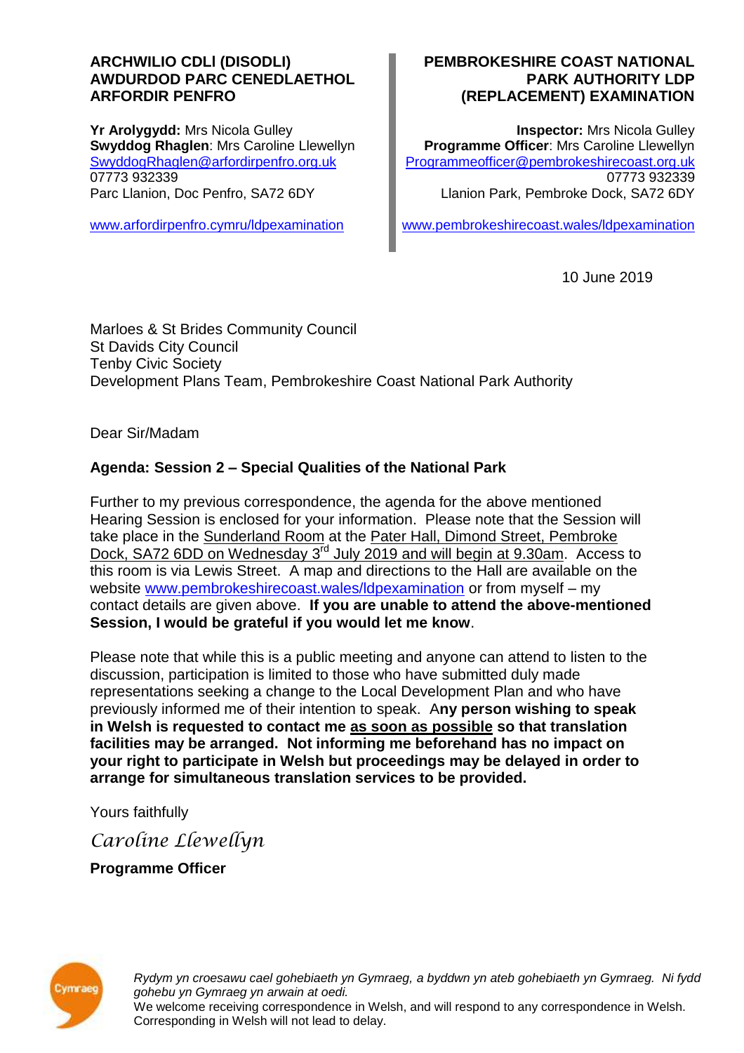**ARCHWILIO CDLl (DISODLI) AWDURDOD PARC CENEDLAETHOL ARFORDIR PENFRO**

**Yr Arolygydd:** Mrs Nicola Gulley
**Swyddog Rhaglen**: Mrs Caroline Llewellyn
SwyddogRhaglen@arfordirpenfro.org.uk
07773 932339
Parc Llanion, Doc Penfro, SA72 6DY

www.arfordirpenfro.cymru/ldpexamination

**PEMBROKESHIRE COAST NATIONAL PARK AUTHORITY LDP (REPLACEMENT) EXAMINATION**

**Inspector:** Mrs Nicola Gulley
**Programme Officer**: Mrs Caroline Llewellyn
Programmeofficer@pembrokeshirecoast.org.uk
07773 932339
Llanion Park, Pembroke Dock, SA72 6DY

www.pembrokeshirecoast.wales/ldpexamination

10 June 2019

Marloes & St Brides Community Council
St Davids City Council
Tenby Civic Society
Development Plans Team, Pembrokeshire Coast National Park Authority

Dear Sir/Madam

**Agenda: Session 2 – Special Qualities of the National Park**

Further to my previous correspondence, the agenda for the above mentioned Hearing Session is enclosed for your information. Please note that the Session will take place in the Sunderland Room at the Pater Hall, Dimond Street, Pembroke Dock, SA72 6DD on Wednesday 3rd July 2019 and will begin at 9.30am. Access to this room is via Lewis Street. A map and directions to the Hall are available on the website www.pembrokeshirecoast.wales/ldpexamination or from myself – my contact details are given above. **If you are unable to attend the above-mentioned Session, I would be grateful if you would let me know**.

Please note that while this is a public meeting and anyone can attend to listen to the discussion, participation is limited to those who have submitted duly made representations seeking a change to the Local Development Plan and who have previously informed me of their intention to speak. A**ny person wishing to speak in Welsh is requested to contact me as soon as possible so that translation facilities may be arranged. Not informing me beforehand has no impact on your right to participate in Welsh but proceedings may be delayed in order to arrange for simultaneous translation services to be provided.**

Yours faithfully

*Caroline Llewellyn*

**Programme Officer**

Cymraeg

*Rydym yn croesawu cael gohebiaeth yn Gymraeg, a byddwn yn ateb gohebiaeth yn Gymraeg. Ni fydd gohebu yn Gymraeg yn arwain at oedi.*
We welcome receiving correspondence in Welsh, and will respond to any correspondence in Welsh. Corresponding in Welsh will not lead to delay.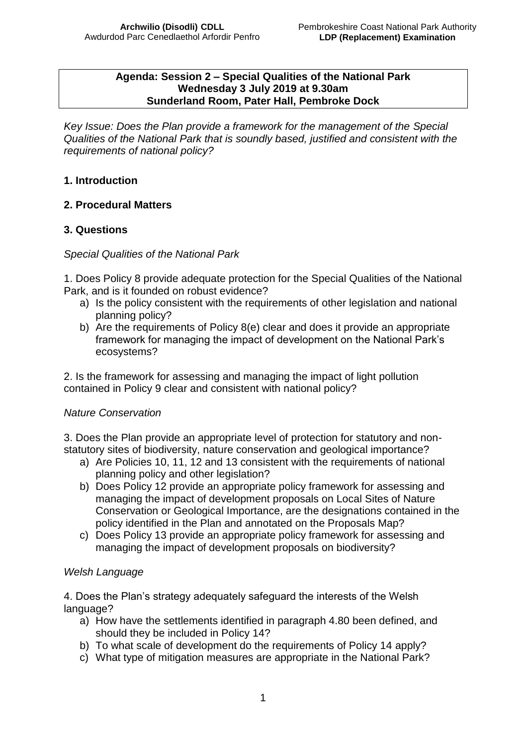**Agenda: Session 2 – Special Qualities of the National Park**
**Wednesday 3 July 2019 at 9.30am**
**Sunderland Room, Pater Hall, Pembroke Dock**

*Key Issue: Does the Plan provide a framework for the management of the Special Qualities of the National Park that is soundly based, justified and consistent with the requirements of national policy?*

## 1. Introduction

## 2. Procedural Matters

## 3. Questions

*Special Qualities of the National Park*

1. Does Policy 8 provide adequate protection for the Special Qualities of the National Park, and is it founded on robust evidence?
   a) Is the policy consistent with the requirements of other legislation and national planning policy?
   b) Are the requirements of Policy 8(e) clear and does it provide an appropriate framework for managing the impact of development on the National Park's ecosystems?

2. Is the framework for assessing and managing the impact of light pollution contained in Policy 9 clear and consistent with national policy?

*Nature Conservation*

3. Does the Plan provide an appropriate level of protection for statutory and non-statutory sites of biodiversity, nature conservation and geological importance?
   a) Are Policies 10, 11, 12 and 13 consistent with the requirements of national planning policy and other legislation?
   b) Does Policy 12 provide an appropriate policy framework for assessing and managing the impact of development proposals on Local Sites of Nature Conservation or Geological Importance, are the designations contained in the policy identified in the Plan and annotated on the Proposals Map?
   c) Does Policy 13 provide an appropriate policy framework for assessing and managing the impact of development proposals on biodiversity?

*Welsh Language*

4. Does the Plan's strategy adequately safeguard the interests of the Welsh language?
   a) How have the settlements identified in paragraph 4.80 been defined, and should they be included in Policy 14?
   b) To what scale of development do the requirements of Policy 14 apply?
   c) What type of mitigation measures are appropriate in the National Park?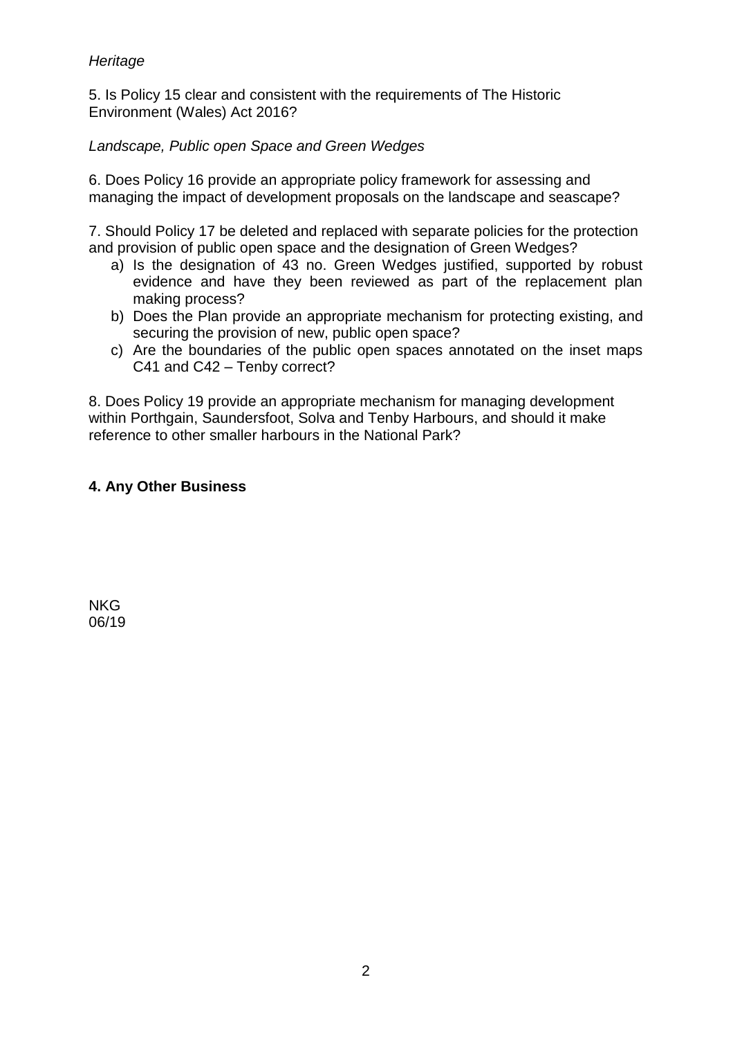*Heritage*

5. Is Policy 15 clear and consistent with the requirements of The Historic Environment (Wales) Act 2016?

*Landscape, Public open Space and Green Wedges*

6. Does Policy 16 provide an appropriate policy framework for assessing and managing the impact of development proposals on the landscape and seascape?

7. Should Policy 17 be deleted and replaced with separate policies for the protection and provision of public open space and the designation of Green Wedges?

   a) Is the designation of 43 no. Green Wedges justified, supported by robust evidence and have they been reviewed as part of the replacement plan making process?
   b) Does the Plan provide an appropriate mechanism for protecting existing, and securing the provision of new, public open space?
   c) Are the boundaries of the public open spaces annotated on the inset maps C41 and C42 – Tenby correct?

8. Does Policy 19 provide an appropriate mechanism for managing development within Porthgain, Saundersfoot, Solva and Tenby Harbours, and should it make reference to other smaller harbours in the National Park?

**4. Any Other Business**

NKG
06/19